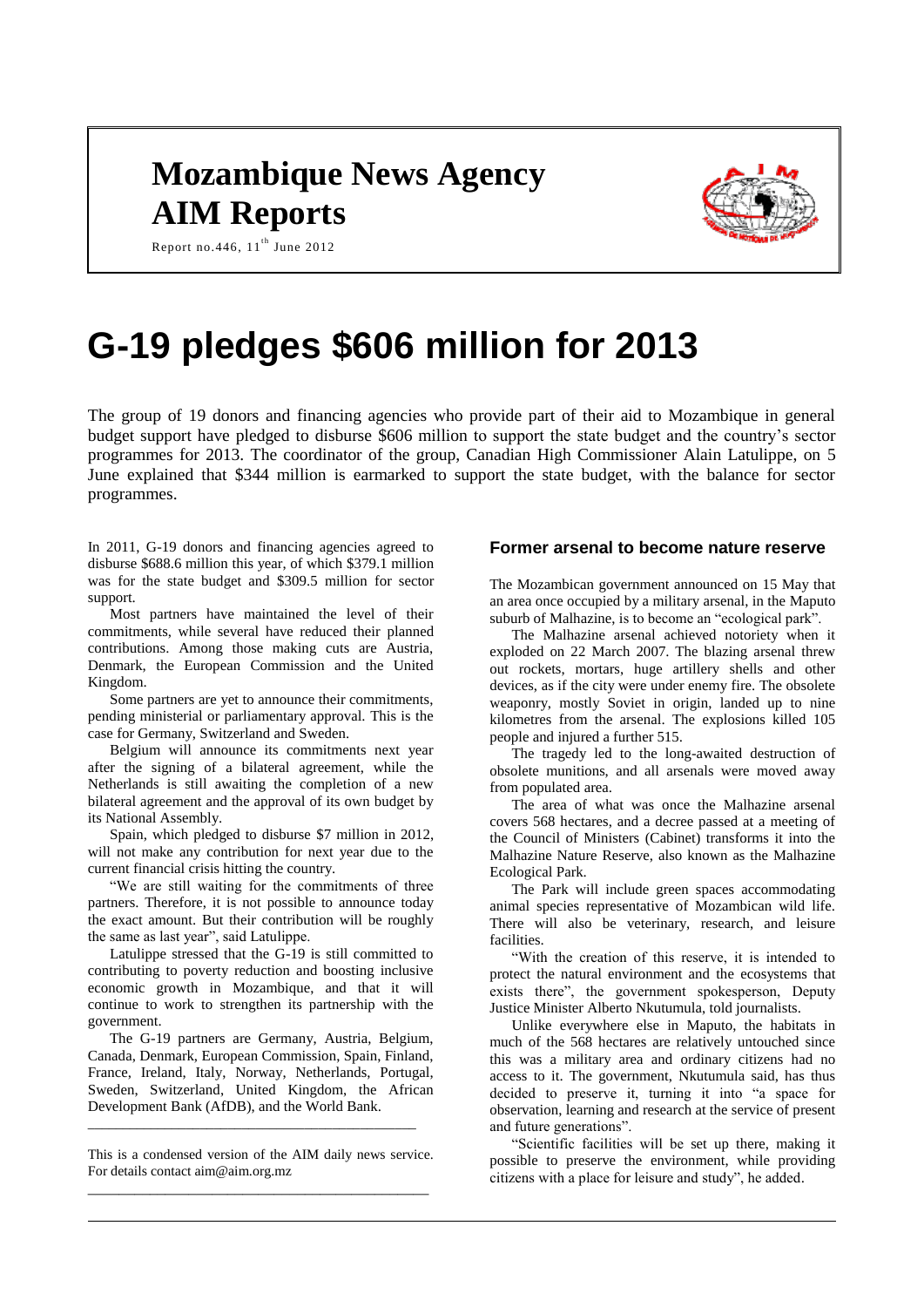# Mozambique News Agency AIM Reports

Report no.446, 11th June 2012

# G-19 pledges $606 million for 2013

The group of 19 donors and financing agencies who provide part of their aid to Mozambique in general budget support have pledged to disburse $606 million to support the state budget and the country's sector programmes for 2013. The coordinator of the group, Canadian High Commissioner Alain Latulippe, on 5 June explained that $344 million is earmarked to support the state budget, with the balance for sector programmes.

In 2011, G-19 donors and financing agencies agreed to disburse $688.6 million this year, of which $379.1 million was for the state budget and $309.5 million for sector support.

Most partners have maintained the level of their commitments, while several have reduced their planned contributions. Among those making cuts are Austria, Denmark, the European Commission and the United Kingdom.

Some partners are yet to announce their commitments, pending ministerial or parliamentary approval. This is the case for Germany, Switzerland and Sweden.

Belgium will announce its commitments next year after the signing of a bilateral agreement, while the Netherlands is still awaiting the completion of a new bilateral agreement and the approval of its own budget by its National Assembly.

Spain, which pledged to disburse $7 million in 2012, will not make any contribution for next year due to the current financial crisis hitting the country.

"We are still waiting for the commitments of three partners. Therefore, it is not possible to announce today the exact amount. But their contribution will be roughly the same as last year", said Latulippe.

Latulippe stressed that the G-19 is still committed to contributing to poverty reduction and boosting inclusive economic growth in Mozambique, and that it will continue to work to strengthen its partnership with the government.

The G-19 partners are Germany, Austria, Belgium, Canada, Denmark, European Commission, Spain, Finland, France, Ireland, Italy, Norway, Netherlands, Portugal, Sweden, Switzerland, United Kingdom, the African Development Bank (AfDB), and the World Bank.

---

This is a condensed version of the AIM daily news service. For details contact aim@aim.org.mz

---

## Former arsenal to become nature reserve

The Mozambican government announced on 15 May that an area once occupied by a military arsenal, in the Maputo suburb of Malhazine, is to become an "ecological park".

The Malhazine arsenal achieved notoriety when it exploded on 22 March 2007. The blazing arsenal threw out rockets, mortars, huge artillery shells and other devices, as if the city were under enemy fire. The obsolete weaponry, mostly Soviet in origin, landed up to nine kilometres from the arsenal. The explosions killed 105 people and injured a further 515.

The tragedy led to the long-awaited destruction of obsolete munitions, and all arsenals were moved away from populated area.

The area of what was once the Malhazine arsenal covers 568 hectares, and a decree passed at a meeting of the Council of Ministers (Cabinet) transforms it into the Malhazine Nature Reserve, also known as the Malhazine Ecological Park.

The Park will include green spaces accommodating animal species representative of Mozambican wild life. There will also be veterinary, research, and leisure facilities.

"With the creation of this reserve, it is intended to protect the natural environment and the ecosystems that exists there", the government spokesperson, Deputy Justice Minister Alberto Nkutumula, told journalists.

Unlike everywhere else in Maputo, the habitats in much of the 568 hectares are relatively untouched since this was a military area and ordinary citizens had no access to it. The government, Nkutumula said, has thus decided to preserve it, turning it into "a space for observation, learning and research at the service of present and future generations".

"Scientific facilities will be set up there, making it possible to preserve the environment, while providing citizens with a place for leisure and study", he added.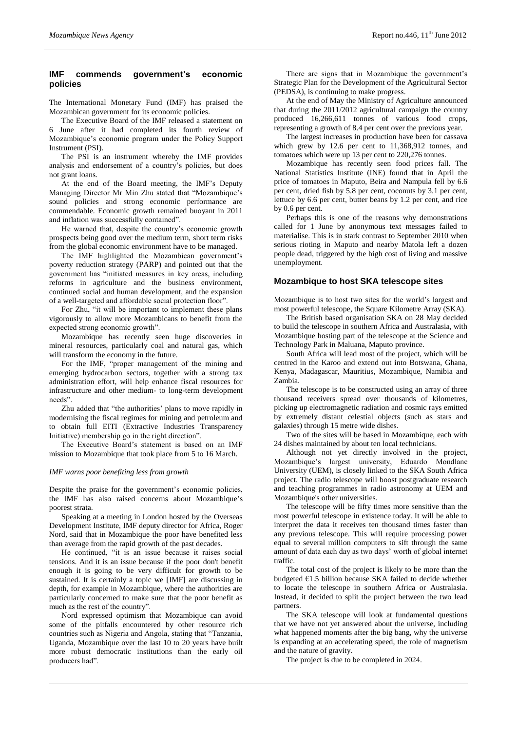## IMF commends government's economic policies

The International Monetary Fund (IMF) has praised the Mozambican government for its economic policies.

The Executive Board of the IMF released a statement on 6 June after it had completed its fourth review of Mozambique's economic program under the Policy Support Instrument (PSI).

The PSI is an instrument whereby the IMF provides analysis and endorsement of a country's policies, but does not grant loans.

At the end of the Board meeting, the IMF's Deputy Managing Director Mr Min Zhu stated that "Mozambique's sound policies and strong economic performance are commendable. Economic growth remained buoyant in 2011 and inflation was successfully contained".

He warned that, despite the country's economic growth prospects being good over the medium term, short term risks from the global economic environment have to be managed.

The IMF highlighted the Mozambican government's poverty reduction strategy (PARP) and pointed out that the government has "initiated measures in key areas, including reforms in agriculture and the business environment, continued social and human development, and the expansion of a well-targeted and affordable social protection floor".

For Zhu, "it will be important to implement these plans vigorously to allow more Mozambicans to benefit from the expected strong economic growth".

Mozambique has recently seen huge discoveries in mineral resources, particularly coal and natural gas, which will transform the economy in the future.

For the IMF, "proper management of the mining and emerging hydrocarbon sectors, together with a strong tax administration effort, will help enhance fiscal resources for infrastructure and other medium- to long-term development needs".

Zhu added that "the authorities' plans to move rapidly in modernising the fiscal regimes for mining and petroleum and to obtain full EITI (Extractive Industries Transparency Initiative) membership go in the right direction".

The Executive Board's statement is based on an IMF mission to Mozambique that took place from 5 to 16 March.

*IMF warns poor benefiting less from growth*

Despite the praise for the government's economic policies, the IMF has also raised concerns about Mozambique's poorest strata.

Speaking at a meeting in London hosted by the Overseas Development Institute, IMF deputy director for Africa, Roger Nord, said that in Mozambique the poor have benefited less than average from the rapid growth of the past decades.

He continued, "it is an issue because it raises social tensions. And it is an issue because if the poor don't benefit enough it is going to be very difficult for growth to be sustained. It is certainly a topic we [IMF] are discussing in depth, for example in Mozambique, where the authorities are particularly concerned to make sure that the poor benefit as much as the rest of the country".

Nord expressed optimism that Mozambique can avoid some of the pitfalls encountered by other resource rich countries such as Nigeria and Angola, stating that "Tanzania, Uganda, Mozambique over the last 10 to 20 years have built more robust democratic institutions than the early oil producers had".

There are signs that in Mozambique the government's Strategic Plan for the Development of the Agricultural Sector (PEDSA), is continuing to make progress.

At the end of May the Ministry of Agriculture announced that during the 2011/2012 agricultural campaign the country produced 16,266,611 tonnes of various food crops, representing a growth of 8.4 per cent over the previous year.

The largest increases in production have been for cassava which grew by 12.6 per cent to 11,368,912 tonnes, and tomatoes which were up 13 per cent to 220,276 tonnes.

Mozambique has recently seen food prices fall. The National Statistics Institute (INE) found that in April the price of tomatoes in Maputo, Beira and Nampula fell by 6.6 per cent, dried fish by 5.8 per cent, coconuts by 3.1 per cent, lettuce by 6.6 per cent, butter beans by 1.2 per cent, and rice by 0.6 per cent.

Perhaps this is one of the reasons why demonstrations called for 1 June by anonymous text messages failed to materialise. This is in stark contrast to September 2010 when serious rioting in Maputo and nearby Matola left a dozen people dead, triggered by the high cost of living and massive unemployment.

## Mozambique to host SKA telescope sites

Mozambique is to host two sites for the world's largest and most powerful telescope, the Square Kilometre Array (SKA).

The British based organisation SKA on 28 May decided to build the telescope in southern Africa and Australasia, with Mozambique hosting part of the telescope at the Science and Technology Park in Maluana, Maputo province.

South Africa will lead most of the project, which will be centred in the Karoo and extend out into Botswana, Ghana, Kenya, Madagascar, Mauritius, Mozambique, Namibia and Zambia.

The telescope is to be constructed using an array of three thousand receivers spread over thousands of kilometres, picking up electromagnetic radiation and cosmic rays emitted by extremely distant celestial objects (such as stars and galaxies) through 15 metre wide dishes.

Two of the sites will be based in Mozambique, each with 24 dishes maintained by about ten local technicians.

Although not yet directly involved in the project, Mozambique's largest university, Eduardo Mondlane University (UEM), is closely linked to the SKA South Africa project. The radio telescope will boost postgraduate research and teaching programmes in radio astronomy at UEM and Mozambique's other universities.

The telescope will be fifty times more sensitive than the most powerful telescope in existence today. It will be able to interpret the data it receives ten thousand times faster than any previous telescope. This will require processing power equal to several million computers to sift through the same amount of data each day as two days' worth of global internet traffic.

The total cost of the project is likely to be more than the budgeted €1.5 billion because SKA failed to decide whether to locate the telescope in southern Africa or Australasia. Instead, it decided to split the project between the two lead partners.

The SKA telescope will look at fundamental questions that we have not yet answered about the universe, including what happened moments after the big bang, why the universe is expanding at an accelerating speed, the role of magnetism and the nature of gravity.

The project is due to be completed in 2024.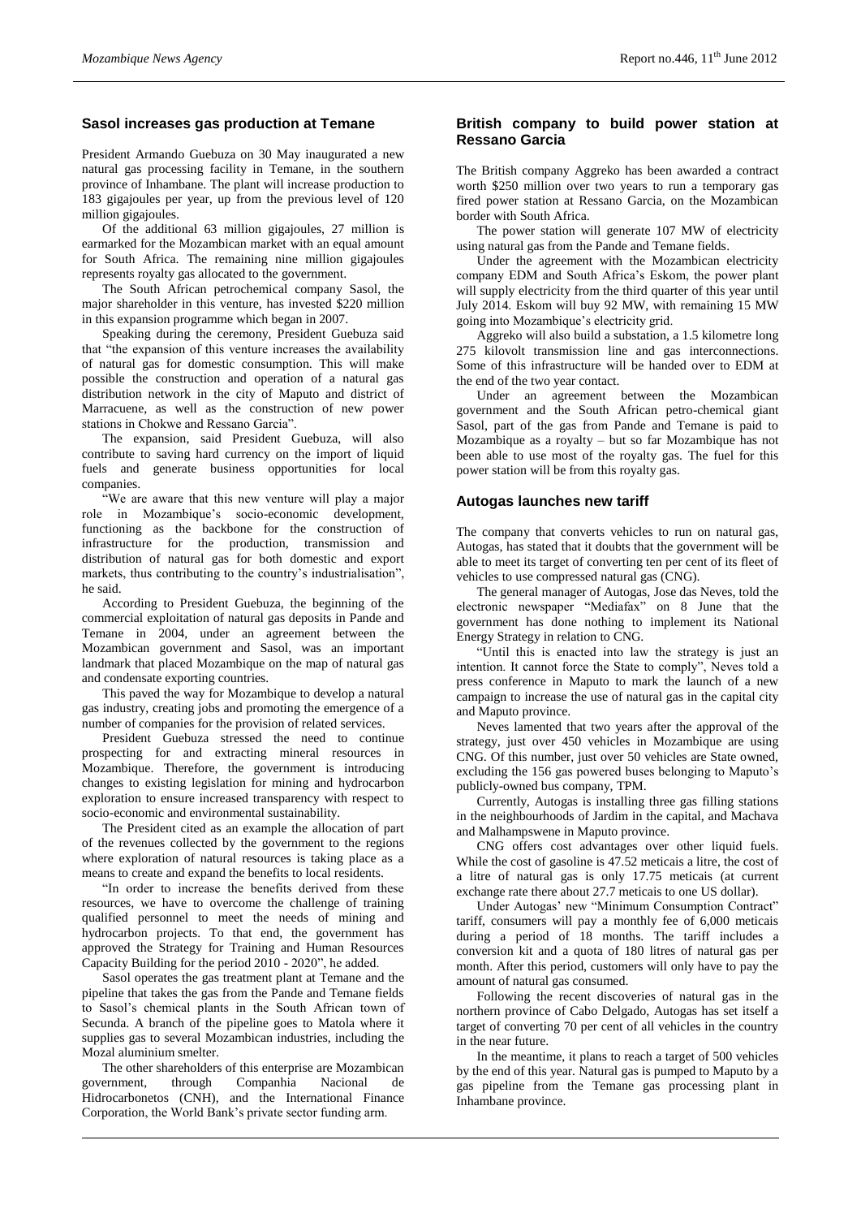## Sasol increases gas production at Temane

President Armando Guebuza on 30 May inaugurated a new natural gas processing facility in Temane, in the southern province of Inhambane. The plant will increase production to 183 gigajoules per year, up from the previous level of 120 million gigajoules.

Of the additional 63 million gigajoules, 27 million is earmarked for the Mozambican market with an equal amount for South Africa. The remaining nine million gigajoules represents royalty gas allocated to the government.

The South African petrochemical company Sasol, the major shareholder in this venture, has invested $220 million in this expansion programme which began in 2007.

Speaking during the ceremony, President Guebuza said that "the expansion of this venture increases the availability of natural gas for domestic consumption. This will make possible the construction and operation of a natural gas distribution network in the city of Maputo and district of Marracuene, as well as the construction of new power stations in Chokwe and Ressano Garcia".

The expansion, said President Guebuza, will also contribute to saving hard currency on the import of liquid fuels and generate business opportunities for local companies.

"We are aware that this new venture will play a major role in Mozambique's socio-economic development, functioning as the backbone for the construction of infrastructure for the production, transmission and distribution of natural gas for both domestic and export markets, thus contributing to the country's industrialisation", he said.

According to President Guebuza, the beginning of the commercial exploitation of natural gas deposits in Pande and Temane in 2004, under an agreement between the Mozambican government and Sasol, was an important landmark that placed Mozambique on the map of natural gas and condensate exporting countries.

This paved the way for Mozambique to develop a natural gas industry, creating jobs and promoting the emergence of a number of companies for the provision of related services.

President Guebuza stressed the need to continue prospecting for and extracting mineral resources in Mozambique. Therefore, the government is introducing changes to existing legislation for mining and hydrocarbon exploration to ensure increased transparency with respect to socio-economic and environmental sustainability.

The President cited as an example the allocation of part of the revenues collected by the government to the regions where exploration of natural resources is taking place as a means to create and expand the benefits to local residents.

"In order to increase the benefits derived from these resources, we have to overcome the challenge of training qualified personnel to meet the needs of mining and hydrocarbon projects. To that end, the government has approved the Strategy for Training and Human Resources Capacity Building for the period 2010 - 2020", he added.

Sasol operates the gas treatment plant at Temane and the pipeline that takes the gas from the Pande and Temane fields to Sasol's chemical plants in the South African town of Secunda. A branch of the pipeline goes to Matola where it supplies gas to several Mozambican industries, including the Mozal aluminium smelter.

The other shareholders of this enterprise are Mozambican government, through Companhia Nacional de Hidrocarbonetos (CNH), and the International Finance Corporation, the World Bank's private sector funding arm.

## British company to build power station at Ressano Garcia

The British company Aggreko has been awarded a contract worth $250 million over two years to run a temporary gas fired power station at Ressano Garcia, on the Mozambican border with South Africa.

The power station will generate 107 MW of electricity using natural gas from the Pande and Temane fields.

Under the agreement with the Mozambican electricity company EDM and South Africa's Eskom, the power plant will supply electricity from the third quarter of this year until July 2014. Eskom will buy 92 MW, with remaining 15 MW going into Mozambique's electricity grid.

Aggreko will also build a substation, a 1.5 kilometre long 275 kilovolt transmission line and gas interconnections. Some of this infrastructure will be handed over to EDM at the end of the two year contact.

Under an agreement between the Mozambican government and the South African petro-chemical giant Sasol, part of the gas from Pande and Temane is paid to Mozambique as a royalty – but so far Mozambique has not been able to use most of the royalty gas. The fuel for this power station will be from this royalty gas.

## Autogas launches new tariff

The company that converts vehicles to run on natural gas, Autogas, has stated that it doubts that the government will be able to meet its target of converting ten per cent of its fleet of vehicles to use compressed natural gas (CNG).

The general manager of Autogas, Jose das Neves, told the electronic newspaper "Mediafax" on 8 June that the government has done nothing to implement its National Energy Strategy in relation to CNG.

"Until this is enacted into law the strategy is just an intention. It cannot force the State to comply", Neves told a press conference in Maputo to mark the launch of a new campaign to increase the use of natural gas in the capital city and Maputo province.

Neves lamented that two years after the approval of the strategy, just over 450 vehicles in Mozambique are using CNG. Of this number, just over 50 vehicles are State owned, excluding the 156 gas powered buses belonging to Maputo's publicly-owned bus company, TPM.

Currently, Autogas is installing three gas filling stations in the neighbourhoods of Jardim in the capital, and Machava and Malhampswene in Maputo province.

CNG offers cost advantages over other liquid fuels. While the cost of gasoline is 47.52 meticais a litre, the cost of a litre of natural gas is only 17.75 meticais (at current exchange rate there about 27.7 meticais to one US dollar).

Under Autogas' new "Minimum Consumption Contract" tariff, consumers will pay a monthly fee of 6,000 meticais during a period of 18 months. The tariff includes a conversion kit and a quota of 180 litres of natural gas per month. After this period, customers will only have to pay the amount of natural gas consumed.

Following the recent discoveries of natural gas in the northern province of Cabo Delgado, Autogas has set itself a target of converting 70 per cent of all vehicles in the country in the near future.

In the meantime, it plans to reach a target of 500 vehicles by the end of this year. Natural gas is pumped to Maputo by a gas pipeline from the Temane gas processing plant in Inhambane province.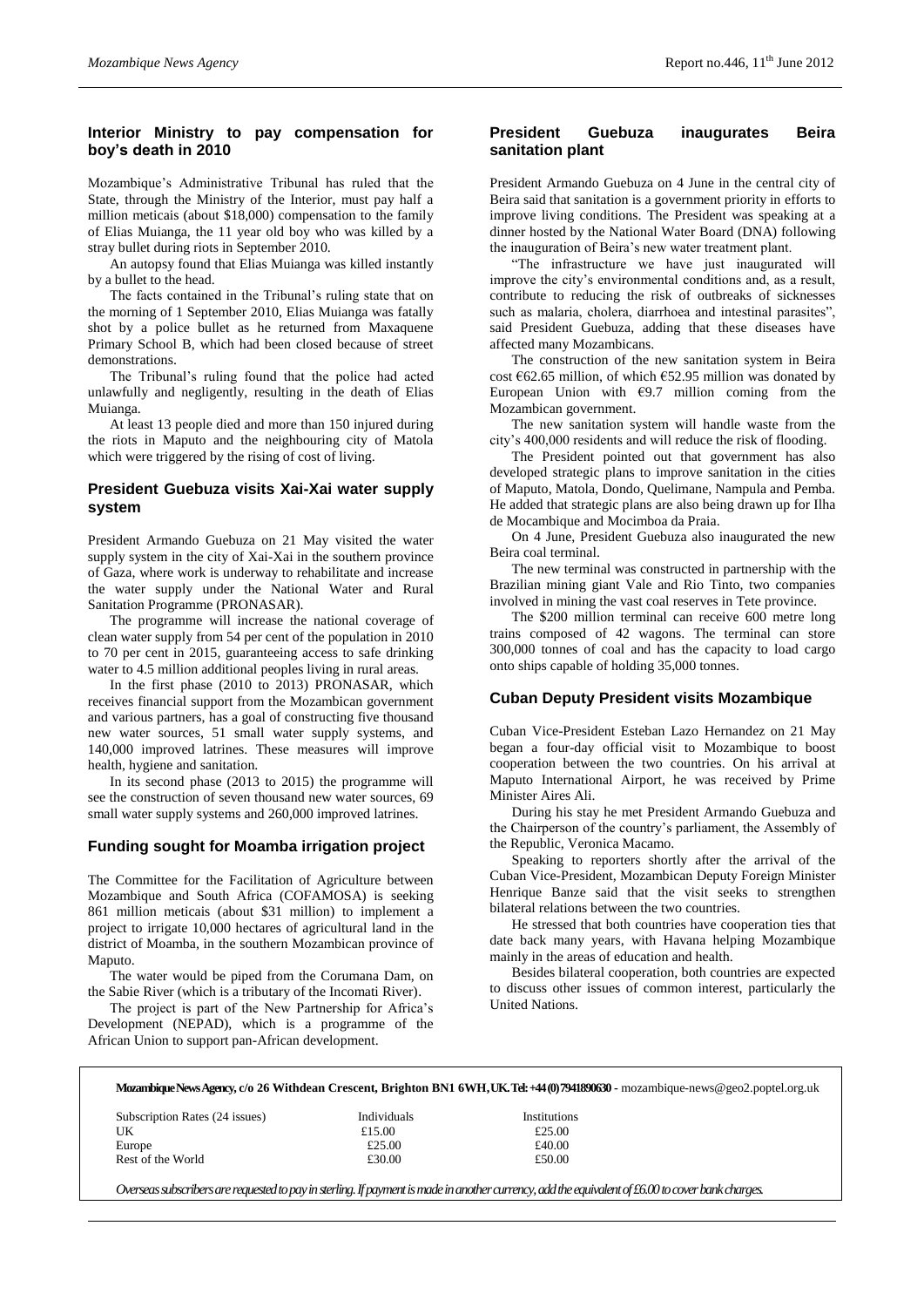## Interior Ministry to pay compensation for boy's death in 2010

Mozambique's Administrative Tribunal has ruled that the State, through the Ministry of the Interior, must pay half a million meticais (about $18,000) compensation to the family of Elias Muianga, the 11 year old boy who was killed by a stray bullet during riots in September 2010.

An autopsy found that Elias Muianga was killed instantly by a bullet to the head.

The facts contained in the Tribunal's ruling state that on the morning of 1 September 2010, Elias Muianga was fatally shot by a police bullet as he returned from Maxaquene Primary School B, which had been closed because of street demonstrations.

The Tribunal's ruling found that the police had acted unlawfully and negligently, resulting in the death of Elias Muianga.

At least 13 people died and more than 150 injured during the riots in Maputo and the neighbouring city of Matola which were triggered by the rising of cost of living.

## President Guebuza visits Xai-Xai water supply system

President Armando Guebuza on 21 May visited the water supply system in the city of Xai-Xai in the southern province of Gaza, where work is underway to rehabilitate and increase the water supply under the National Water and Rural Sanitation Programme (PRONASAR).

The programme will increase the national coverage of clean water supply from 54 per cent of the population in 2010 to 70 per cent in 2015, guaranteeing access to safe drinking water to 4.5 million additional peoples living in rural areas.

In the first phase (2010 to 2013) PRONASAR, which receives financial support from the Mozambican government and various partners, has a goal of constructing five thousand new water sources, 51 small water supply systems, and 140,000 improved latrines. These measures will improve health, hygiene and sanitation.

In its second phase (2013 to 2015) the programme will see the construction of seven thousand new water sources, 69 small water supply systems and 260,000 improved latrines.

## Funding sought for Moamba irrigation project

The Committee for the Facilitation of Agriculture between Mozambique and South Africa (COFAMOSA) is seeking 861 million meticais (about $31 million) to implement a project to irrigate 10,000 hectares of agricultural land in the district of Moamba, in the southern Mozambican province of Maputo.

The water would be piped from the Corumana Dam, on the Sabie River (which is a tributary of the Incomati River).

The project is part of the New Partnership for Africa's Development (NEPAD), which is a programme of the African Union to support pan-African development.

## President Guebuza inaugurates Beira sanitation plant

President Armando Guebuza on 4 June in the central city of Beira said that sanitation is a government priority in efforts to improve living conditions. The President was speaking at a dinner hosted by the National Water Board (DNA) following the inauguration of Beira's new water treatment plant.

"The infrastructure we have just inaugurated will improve the city's environmental conditions and, as a result, contribute to reducing the risk of outbreaks of sicknesses such as malaria, cholera, diarrhoea and intestinal parasites", said President Guebuza, adding that these diseases have affected many Mozambicans.

The construction of the new sanitation system in Beira cost €62.65 million, of which €52.95 million was donated by European Union with €9.7 million coming from the Mozambican government.

The new sanitation system will handle waste from the city's 400,000 residents and will reduce the risk of flooding.

The President pointed out that government has also developed strategic plans to improve sanitation in the cities of Maputo, Matola, Dondo, Quelimane, Nampula and Pemba. He added that strategic plans are also being drawn up for Ilha de Mocambique and Mocimboa da Praia.

On 4 June, President Guebuza also inaugurated the new Beira coal terminal.

The new terminal was constructed in partnership with the Brazilian mining giant Vale and Rio Tinto, two companies involved in mining the vast coal reserves in Tete province.

The $200 million terminal can receive 600 metre long trains composed of 42 wagons. The terminal can store 300,000 tonnes of coal and has the capacity to load cargo onto ships capable of holding 35,000 tonnes.

## Cuban Deputy President visits Mozambique

Cuban Vice-President Esteban Lazo Hernandez on 21 May began a four-day official visit to Mozambique to boost cooperation between the two countries. On his arrival at Maputo International Airport, he was received by Prime Minister Aires Ali.

During his stay he met President Armando Guebuza and the Chairperson of the country's parliament, the Assembly of the Republic, Veronica Macamo.

Speaking to reporters shortly after the arrival of the Cuban Vice-President, Mozambican Deputy Foreign Minister Henrique Banze said that the visit seeks to strengthen bilateral relations between the two countries.

He stressed that both countries have cooperation ties that date back many years, with Havana helping Mozambique mainly in the areas of education and health.

Besides bilateral cooperation, both countries are expected to discuss other issues of common interest, particularly the United Nations.

**Mozambique News Agency, c/o 26 Withdean Crescent, Brighton BN1 6WH, UK. Tel: +44 (0) 7941890630 -** mozambique-news@geo2.poptel.org.uk

| Subscription Rates (24 issues) | Individuals | Institutions |
|---|---|---|
| UK | £15.00 | £25.00 |
| Europe | £25.00 | £40.00 |
| Rest of the World | £30.00 | £50.00 |

*Overseas subscribers are requested to pay in sterling. If payment is made in another currency, add the equivalent of £6.00 to cover bank charges.*